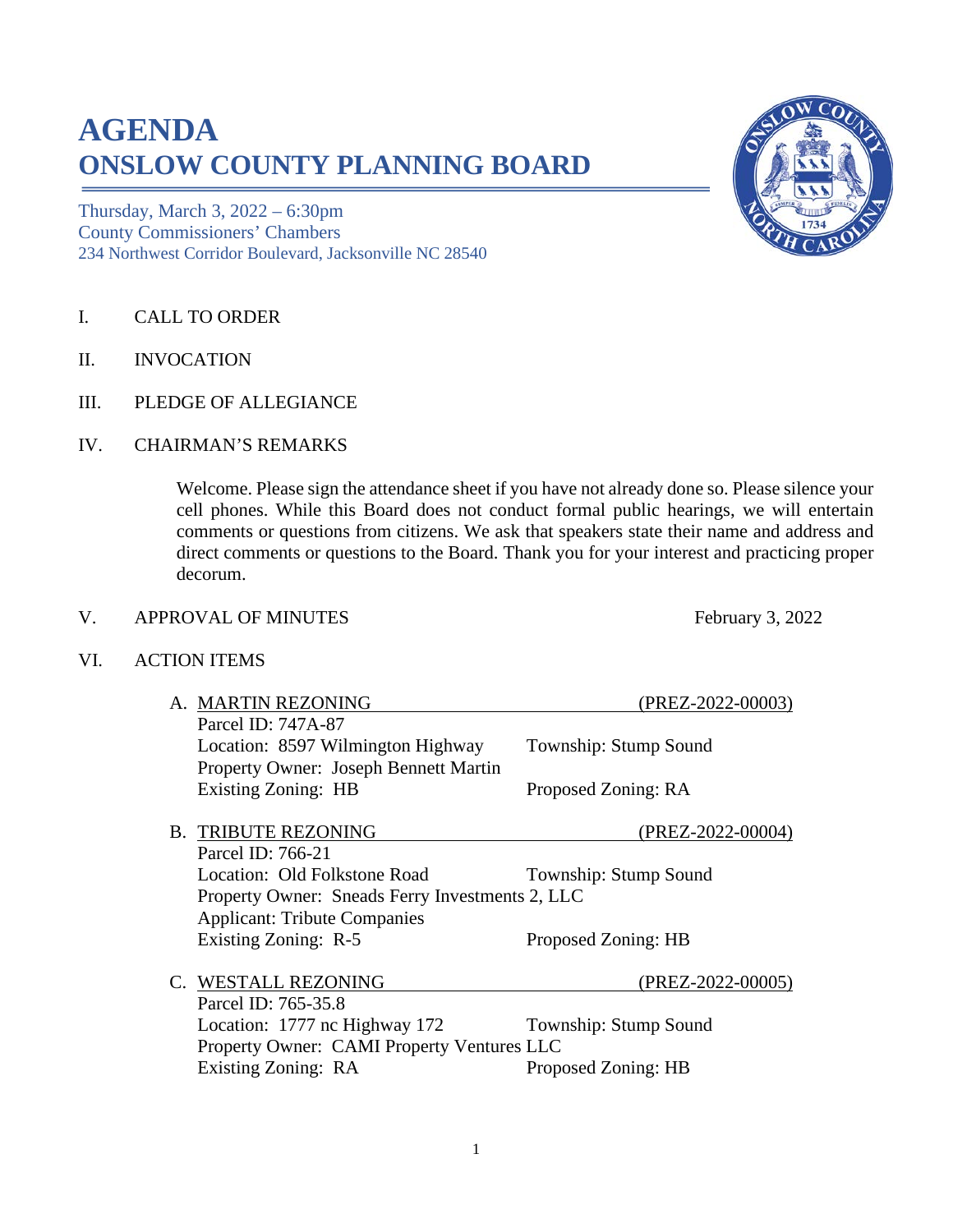# AGENDA
# ONSLOW COUNTY PLANNING BOARD

Thursday, March 3, 2022 – 6:30pm
County Commissioners' Chambers
234 Northwest Corridor Boulevard, Jacksonville NC 28540

I. CALL TO ORDER

II. INVOCATION

III. PLEDGE OF ALLEGIANCE

IV. CHAIRMAN'S REMARKS

Welcome. Please sign the attendance sheet if you have not already done so. Please silence your cell phones. While this Board does not conduct formal public hearings, we will entertain comments or questions from citizens. We ask that speakers state their name and address and direct comments or questions to the Board. Thank you for your interest and practicing proper decorum.

V. APPROVAL OF MINUTES — February 3, 2022

VI. ACTION ITEMS

A. MARTIN REZONING (PREZ-2022-00003)
Parcel ID: 747A-87
Location: 8597 Wilmington Highway — Township: Stump Sound
Property Owner: Joseph Bennett Martin
Existing Zoning: HB — Proposed Zoning: RA

B. TRIBUTE REZONING (PREZ-2022-00004)
Parcel ID: 766-21
Location: Old Folkstone Road — Township: Stump Sound
Property Owner: Sneads Ferry Investments 2, LLC
Applicant: Tribute Companies
Existing Zoning: R-5 — Proposed Zoning: HB

C. WESTALL REZONING (PREZ-2022-00005)
Parcel ID: 765-35.8
Location: 1777 nc Highway 172 — Township: Stump Sound
Property Owner: CAMI Property Ventures LLC
Existing Zoning: RA — Proposed Zoning: HB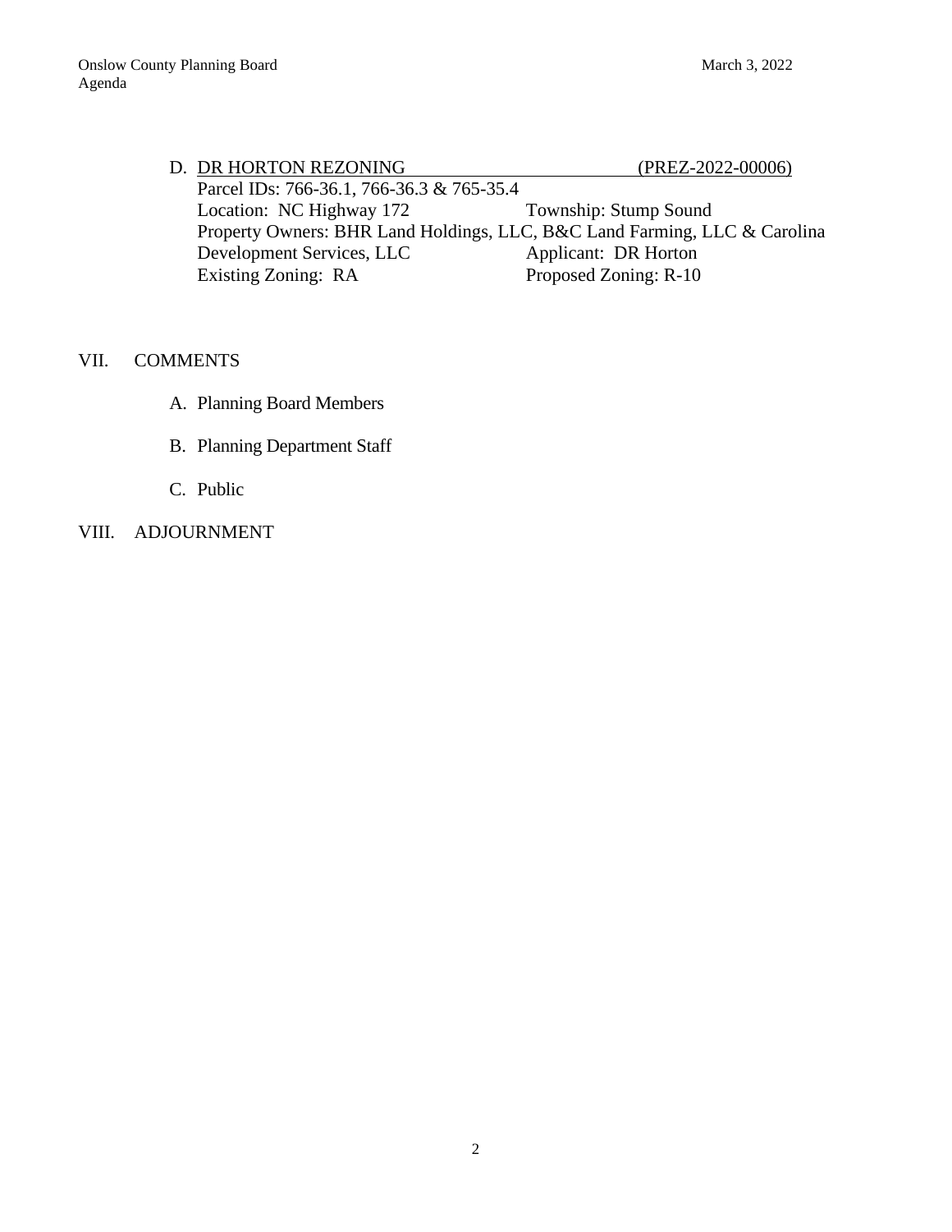D. <u>DR HORTON REZONING (PREZ-2022-00006)</u>
Parcel IDs: 766-36.1, 766-36.3 & 765-35.4
Location: NC Highway 172 Township: Stump Sound
Property Owners: BHR Land Holdings, LLC, B&C Land Farming, LLC & Carolina Development Services, LLC Applicant: DR Horton
Existing Zoning: RA Proposed Zoning: R-10

VII. COMMENTS

A. Planning Board Members

B. Planning Department Staff

C. Public

VIII. ADJOURNMENT